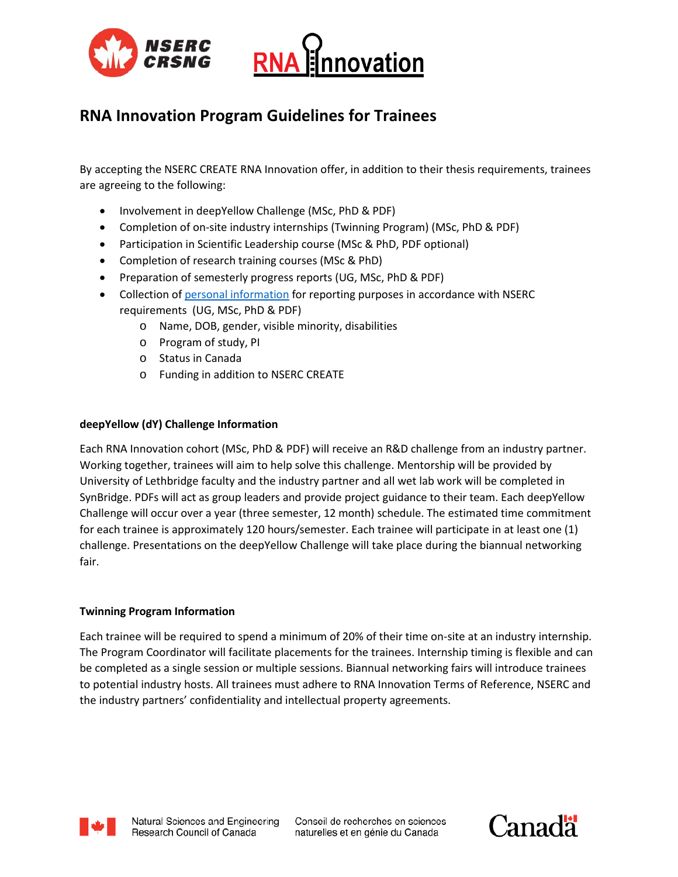# RNA Innovation Program Guidelines for Trainees

By accepting the NSERC CREATE RNA Innovation offer, in addition to their thesis requirements, trainees are agreeing to the following:

- Involvement in deepYellow Challenge (MSc, PhD & PDF)
- Completion of on-site industry internships (Twinning Program) (MSc, PhD & PDF)
- Participation in Scientific Leadership course (MSc & PhD, PDF optional)
- Completion of research training courses (MSc & PhD)
- Preparation of semesterly progress reports (UG, MSc, PhD & PDF)
- Collection of personal information for reporting purposes in accordance with NSERC requirements (UG, MSc, PhD & PDF)
  - Name, DOB, gender, visible minority, disabilities
  - Program of study, PI
  - Status in Canada
  - Funding in addition to NSERC CREATE

**deepYellow (dY) Challenge Information**

Each RNA Innovation cohort (MSc, PhD & PDF) will receive an R&D challenge from an industry partner. Working together, trainees will aim to help solve this challenge. Mentorship will be provided by University of Lethbridge faculty and the industry partner and all wet lab work will be completed in SynBridge. PDFs will act as group leaders and provide project guidance to their team. Each deepYellow Challenge will occur over a year (three semester, 12 month) schedule. The estimated time commitment for each trainee is approximately 120 hours/semester. Each trainee will participate in at least one (1) challenge. Presentations on the deepYellow Challenge will take place during the biannual networking fair.

**Twinning Program Information**

Each trainee will be required to spend a minimum of 20% of their time on-site at an industry internship. The Program Coordinator will facilitate placements for the trainees. Internship timing is flexible and can be completed as a single session or multiple sessions. Biannual networking fairs will introduce trainees to potential industry hosts. All trainees must adhere to RNA Innovation Terms of Reference, NSERC and the industry partners' confidentiality and intellectual property agreements.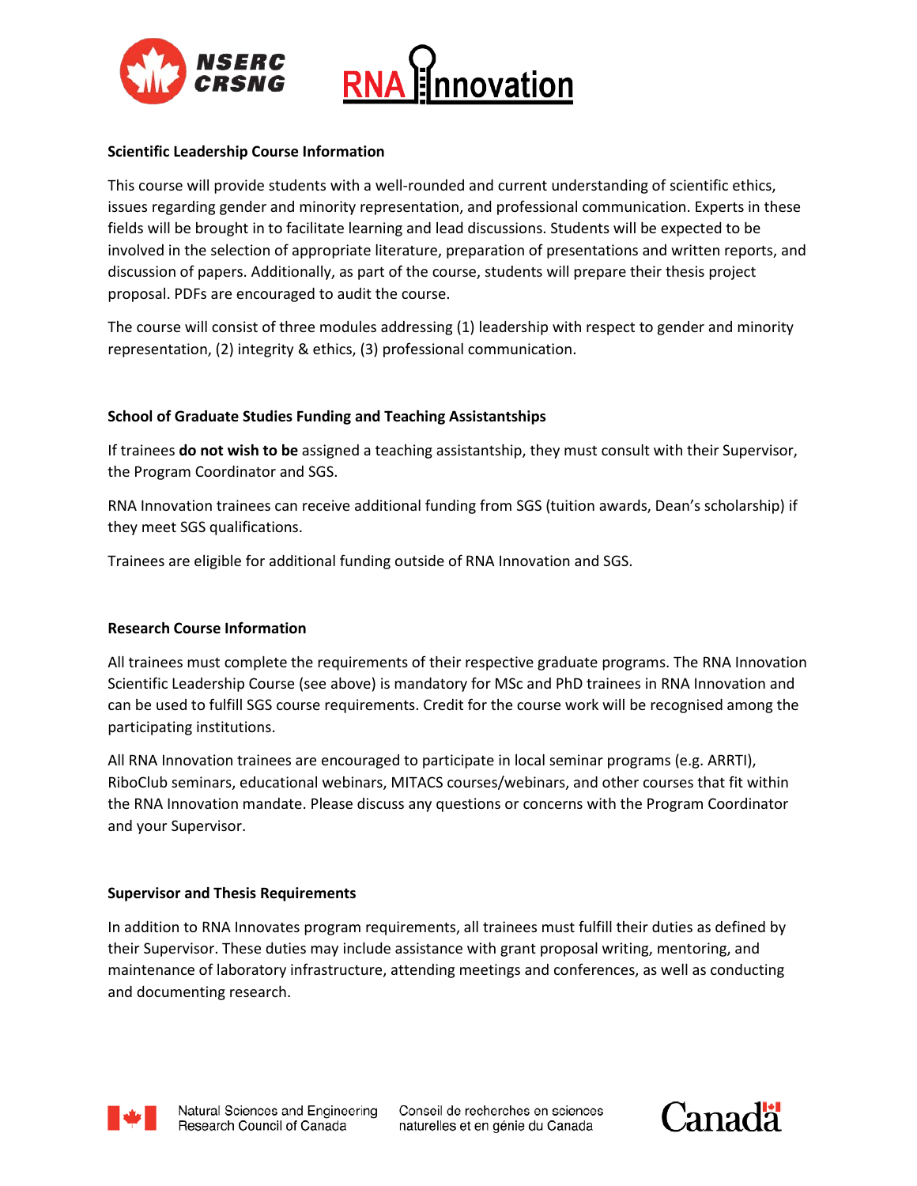**Scientific Leadership Course Information**

This course will provide students with a well-rounded and current understanding of scientific ethics, issues regarding gender and minority representation, and professional communication. Experts in these fields will be brought in to facilitate learning and lead discussions. Students will be expected to be involved in the selection of appropriate literature, preparation of presentations and written reports, and discussion of papers. Additionally, as part of the course, students will prepare their thesis project proposal. PDFs are encouraged to audit the course.

The course will consist of three modules addressing (1) leadership with respect to gender and minority representation, (2) integrity & ethics, (3) professional communication.

**School of Graduate Studies Funding and Teaching Assistantships**

If trainees **do not wish to be** assigned a teaching assistantship, they must consult with their Supervisor, the Program Coordinator and SGS.

RNA Innovation trainees can receive additional funding from SGS (tuition awards, Dean's scholarship) if they meet SGS qualifications.

Trainees are eligible for additional funding outside of RNA Innovation and SGS.

**Research Course Information**

All trainees must complete the requirements of their respective graduate programs. The RNA Innovation Scientific Leadership Course (see above) is mandatory for MSc and PhD trainees in RNA Innovation and can be used to fulfill SGS course requirements. Credit for the course work will be recognised among the participating institutions.

All RNA Innovation trainees are encouraged to participate in local seminar programs (e.g. ARRTI), RiboClub seminars, educational webinars, MITACS courses/webinars, and other courses that fit within the RNA Innovation mandate. Please discuss any questions or concerns with the Program Coordinator and your Supervisor.

**Supervisor and Thesis Requirements**

In addition to RNA Innovates program requirements, all trainees must fulfill their duties as defined by their Supervisor. These duties may include assistance with grant proposal writing, mentoring, and maintenance of laboratory infrastructure, attending meetings and conferences, as well as conducting and documenting research.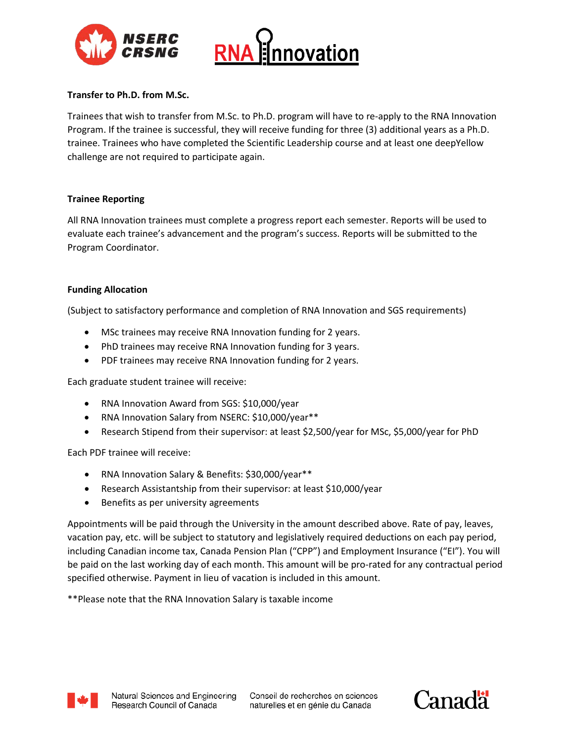**Transfer to Ph.D. from M.Sc.**

Trainees that wish to transfer from M.Sc. to Ph.D. program will have to re-apply to the RNA Innovation Program. If the trainee is successful, they will receive funding for three (3) additional years as a Ph.D. trainee. Trainees who have completed the Scientific Leadership course and at least one deepYellow challenge are not required to participate again.

**Trainee Reporting**

All RNA Innovation trainees must complete a progress report each semester. Reports will be used to evaluate each trainee's advancement and the program's success. Reports will be submitted to the Program Coordinator.

**Funding Allocation**

(Subject to satisfactory performance and completion of RNA Innovation and SGS requirements)

- MSc trainees may receive RNA Innovation funding for 2 years.
- PhD trainees may receive RNA Innovation funding for 3 years.
- PDF trainees may receive RNA Innovation funding for 2 years.

Each graduate student trainee will receive:

- RNA Innovation Award from SGS: $10,000/year
- RNA Innovation Salary from NSERC: $10,000/year**
- Research Stipend from their supervisor: at least $2,500/year for MSc, $5,000/year for PhD

Each PDF trainee will receive:

- RNA Innovation Salary & Benefits: $30,000/year**
- Research Assistantship from their supervisor: at least $10,000/year
- Benefits as per university agreements

Appointments will be paid through the University in the amount described above. Rate of pay, leaves, vacation pay, etc. will be subject to statutory and legislatively required deductions on each pay period, including Canadian income tax, Canada Pension Plan ("CPP") and Employment Insurance ("EI"). You will be paid on the last working day of each month. This amount will be pro-rated for any contractual period specified otherwise. Payment in lieu of vacation is included in this amount.

**Please note that the RNA Innovation Salary is taxable income